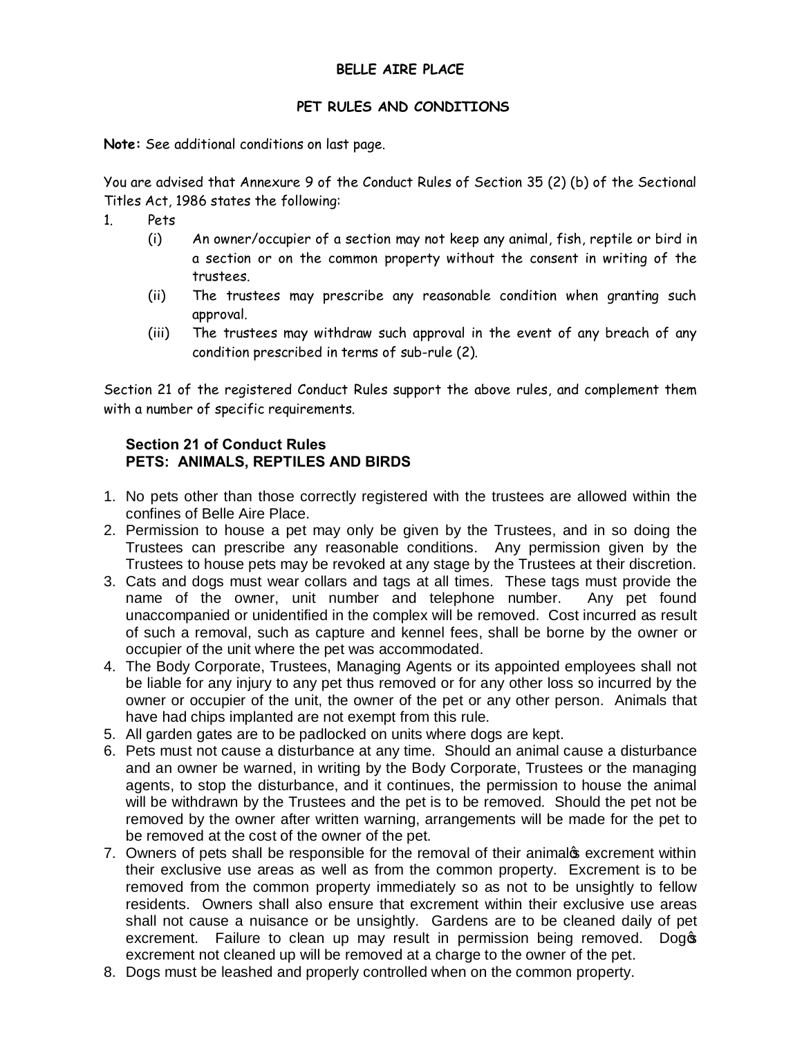# BELLE AIRE PLACE

## PET RULES AND CONDITIONS

**Note:** See additional conditions on last page.

You are advised that Annexure 9 of the Conduct Rules of Section 35 (2) (b) of the Sectional Titles Act, 1986 states the following:

1. Pets
   - (i) An owner/occupier of a section may not keep any animal, fish, reptile or bird in a section or on the common property without the consent in writing of the trustees.
   - (ii) The trustees may prescribe any reasonable condition when granting such approval.
   - (iii) The trustees may withdraw such approval in the event of any breach of any condition prescribed in terms of sub-rule (2).

Section 21 of the registered Conduct Rules support the above rules, and complement them with a number of specific requirements.

### Section 21 of Conduct Rules
### PETS: ANIMALS, REPTILES AND BIRDS

1. No pets other than those correctly registered with the trustees are allowed within the confines of Belle Aire Place.
2. Permission to house a pet may only be given by the Trustees, and in so doing the Trustees can prescribe any reasonable conditions. Any permission given by the Trustees to house pets may be revoked at any stage by the Trustees at their discretion.
3. Cats and dogs must wear collars and tags at all times. These tags must provide the name of the owner, unit number and telephone number. Any pet found unaccompanied or unidentified in the complex will be removed. Cost incurred as result of such a removal, such as capture and kennel fees, shall be borne by the owner or occupier of the unit where the pet was accommodated.
4. The Body Corporate, Trustees, Managing Agents or its appointed employees shall not be liable for any injury to any pet thus removed or for any other loss so incurred by the owner or occupier of the unit, the owner of the pet or any other person. Animals that have had chips implanted are not exempt from this rule.
5. All garden gates are to be padlocked on units where dogs are kept.
6. Pets must not cause a disturbance at any time. Should an animal cause a disturbance and an owner be warned, in writing by the Body Corporate, Trustees or the managing agents, to stop the disturbance, and it continues, the permission to house the animal will be withdrawn by the Trustees and the pet is to be removed. Should the pet not be removed by the owner after written warning, arrangements will be made for the pet to be removed at the cost of the owner of the pet.
7. Owners of pets shall be responsible for the removal of their animal's excrement within their exclusive use areas as well as from the common property. Excrement is to be removed from the common property immediately so as not to be unsightly to fellow residents. Owners shall also ensure that excrement within their exclusive use areas shall not cause a nuisance or be unsightly. Gardens are to be cleaned daily of pet excrement. Failure to clean up may result in permission being removed. Dog's excrement not cleaned up will be removed at a charge to the owner of the pet.
8. Dogs must be leashed and properly controlled when on the common property.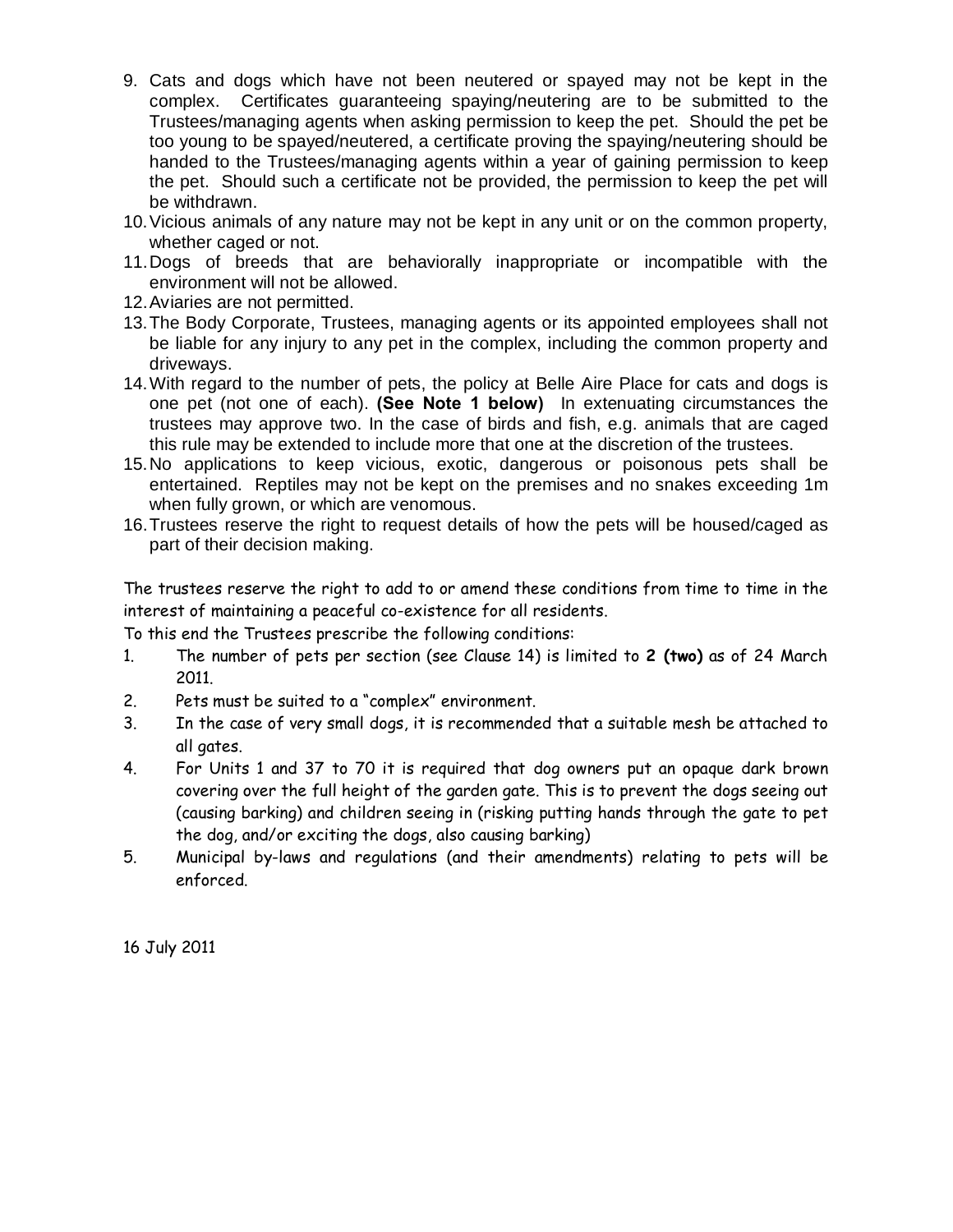9. Cats and dogs which have not been neutered or spayed may not be kept in the complex. Certificates guaranteeing spaying/neutering are to be submitted to the Trustees/managing agents when asking permission to keep the pet. Should the pet be too young to be spayed/neutered, a certificate proving the spaying/neutering should be handed to the Trustees/managing agents within a year of gaining permission to keep the pet. Should such a certificate not be provided, the permission to keep the pet will be withdrawn.
10. Vicious animals of any nature may not be kept in any unit or on the common property, whether caged or not.
11. Dogs of breeds that are behaviorally inappropriate or incompatible with the environment will not be allowed.
12. Aviaries are not permitted.
13. The Body Corporate, Trustees, managing agents or its appointed employees shall not be liable for any injury to any pet in the complex, including the common property and driveways.
14. With regard to the number of pets, the policy at Belle Aire Place for cats and dogs is one pet (not one of each). **(See Note 1 below)** In extenuating circumstances the trustees may approve two. In the case of birds and fish, e.g. animals that are caged this rule may be extended to include more that one at the discretion of the trustees.
15. No applications to keep vicious, exotic, dangerous or poisonous pets shall be entertained. Reptiles may not be kept on the premises and no snakes exceeding 1m when fully grown, or which are venomous.
16. Trustees reserve the right to request details of how the pets will be housed/caged as part of their decision making.

The trustees reserve the right to add to or amend these conditions from time to time in the interest of maintaining a peaceful co-existence for all residents.

To this end the Trustees prescribe the following conditions:

1. The number of pets per section (see Clause 14) is limited to **2 (two)** as of 24 March 2011.
2. Pets must be suited to a "complex" environment.
3. In the case of very small dogs, it is recommended that a suitable mesh be attached to all gates.
4. For Units 1 and 37 to 70 it is required that dog owners put an opaque dark brown covering over the full height of the garden gate. This is to prevent the dogs seeing out (causing barking) and children seeing in (risking putting hands through the gate to pet the dog, and/or exciting the dogs, also causing barking)
5. Municipal by-laws and regulations (and their amendments) relating to pets will be enforced.

16 July 2011